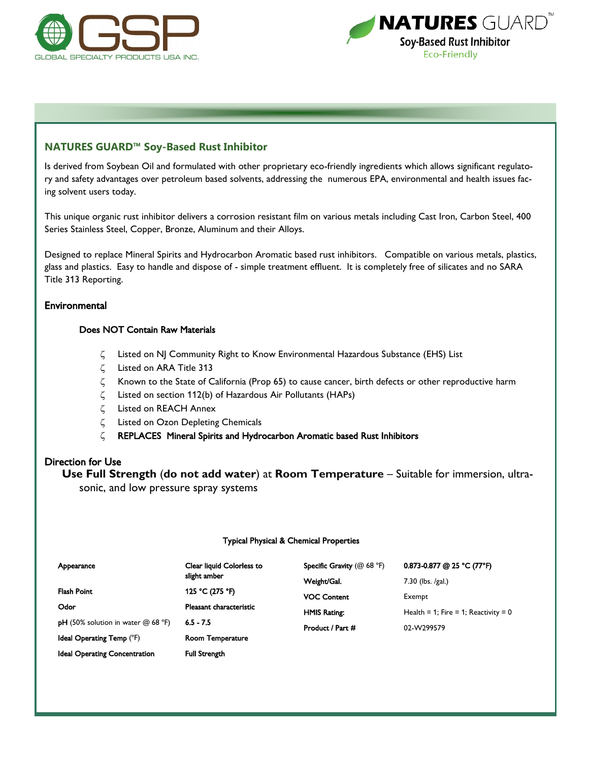GSP
GLOBAL SPECIALTY PRODUCTS USA INC.

NATURES GUARD™
Soy-Based Rust Inhibitor
Eco-Friendly

## NATURES GUARD™ Soy-Based Rust Inhibitor

Is derived from Soybean Oil and formulated with other proprietary eco-friendly ingredients which allows significant regulatory and safety advantages over petroleum based solvents, addressing the numerous EPA, environmental and health issues facing solvent users today.

This unique organic rust inhibitor delivers a corrosion resistant film on various metals including Cast Iron, Carbon Steel, 400 Series Stainless Steel, Copper, Bronze, Aluminum and their Alloys.

Designed to replace Mineral Spirits and Hydrocarbon Aromatic based rust inhibitors. Compatible on various metals, plastics, glass and plastics. Easy to handle and dispose of - simple treatment effluent. It is completely free of silicates and no SARA Title 313 Reporting.

### Environmental

**Does NOT Contain Raw Materials**

- Listed on NJ Community Right to Know Environmental Hazardous Substance (EHS) List
- Listed on ARA Title 313
- Known to the State of California (Prop 65) to cause cancer, birth defects or other reproductive harm
- Listed on section 112(b) of Hazardous Air Pollutants (HAPs)
- Listed on REACH Annex
- Listed on Ozon Depleting Chemicals
- **REPLACES Mineral Spirits and Hydrocarbon Aromatic based Rust Inhibitors**

### Direction for Use

**Use Full Strength** (**do not add water**) at **Room Temperature** – Suitable for immersion, ultrasonic, and low pressure spray systems

**Typical Physical & Chemical Properties**

| Property | Value | Property | Value |
|---|---|---|---|
| Appearance | Clear liquid Colorless to slight amber | Specific Gravity (@ 68 °F) | 0.873-0.877 @ 25 °C (77°F) |
| Flash Point | 125 °C (275 °F) | Weight/Gal. | 7.30 (lbs. /gal.) |
| Odor | Pleasant characteristic | VOC Content | Exempt |
| pH (50% solution in water @ 68 °F) | 6.5 - 7.5 | HMIS Rating: | Health = 1; Fire = 1; Reactivity = 0 |
| Ideal Operating Temp (°F) | Room Temperature | Product / Part # | 02-W299579 |
| Ideal Operating Concentration | Full Strength | | |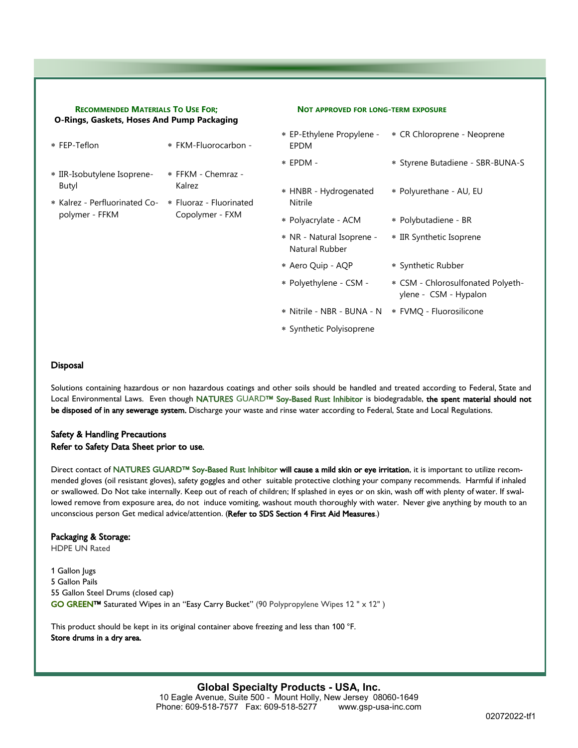### Recommended Materials To Use For; O-Rings, Gaskets, Hoses And Pump Packaging

- FEP-Teflon
- IIR-Isobutylene Isoprene-Butyl
- Kalrez - Perfluorinated Co-polymer - FFKM
- FKM-Fluorocarbon -
- FFKM - Chemraz - Kalrez
- Fluoraz - Fluorinated Copolymer - FXM

### Not approved for long-term exposure

- EP-Ethylene Propylene - EPDM
- EPDM -
- HNBR - Hydrogenated Nitrile
- Polyacrylate - ACM
- NR - Natural Isoprene - Natural Rubber
- Aero Quip - AQP
- Polyethylene - CSM -
- Nitrile - NBR - BUNA - N
- Synthetic Polyisoprene
- CR Chloroprene - Neoprene
- Styrene Butadiene - SBR-BUNA-S
- Polyurethane - AU, EU
- Polybutadiene - BR
- IIR Synthetic Isoprene
- Synthetic Rubber
- CSM - Chlorosulfonated Polyethylene - CSM - Hypalon
- FVMQ - Fluorosilicone

### Disposal

Solutions containing hazardous or non hazardous coatings and other soils should be handled and treated according to Federal, State and Local Environmental Laws. Even though NATURES GUARD™ Soy-Based Rust Inhibitor is biodegradable, **the spent material should not be disposed of in any sewerage system.** Discharge your waste and rinse water according to Federal, State and Local Regulations.

### Safety & Handling Precautions
### Refer to Safety Data Sheet prior to use.

Direct contact of NATURES GUARD™ Soy-Based Rust Inhibitor **will cause a mild skin or eye irritation**, it is important to utilize recommended gloves (oil resistant gloves), safety goggles and other suitable protective clothing your company recommends. Harmful if inhaled or swallowed. Do Not take internally. Keep out of reach of children; If splashed in eyes or on skin, wash off with plenty of water. If swallowed remove from exposure area, do not induce vomiting, washout mouth thoroughly with water. Never give anything by mouth to an unconscious person Get medical advice/attention. (**Refer to SDS Section 4 First Aid Measures**.)

### Packaging & Storage:

HDPE UN Rated

1 Gallon Jugs
5 Gallon Pails
55 Gallon Steel Drums (closed cap)
GO GREEN™ Saturated Wipes in an "Easy Carry Bucket" (90 Polypropylene Wipes 12 " x 12" )

This product should be kept in its original container above freezing and less than 100 °F.
**Store drums in a dry area.**

**Global Specialty Products - USA, Inc.**
10 Eagle Avenue, Suite 500 - Mount Holly, New Jersey 08060-1649
Phone: 609-518-7577 Fax: 609-518-5277 www.gsp-usa-inc.com

02072022-tf1